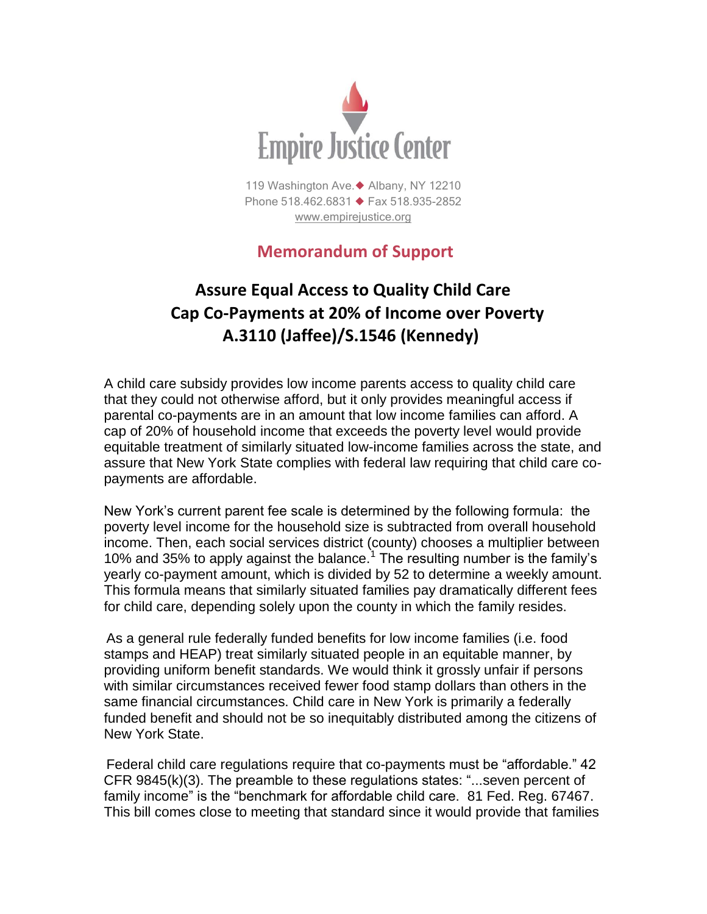Empire Justice Center

119 Washington Ave. ◆ Albany, NY 12210
Phone 518.462.6831 ◆ Fax 518.935-2852
www.empirejustice.org

## Memorandum of Support

# Assure Equal Access to Quality Child Care
# Cap Co-Payments at 20% of Income over Poverty
# A.3110 (Jaffee)/S.1546 (Kennedy)

A child care subsidy provides low income parents access to quality child care that they could not otherwise afford, but it only provides meaningful access if parental co-payments are in an amount that low income families can afford. A cap of 20% of household income that exceeds the poverty level would provide equitable treatment of similarly situated low-income families across the state, and assure that New York State complies with federal law requiring that child care co-payments are affordable.

New York's current parent fee scale is determined by the following formula: the poverty level income for the household size is subtracted from overall household income. Then, each social services district (county) chooses a multiplier between 10% and 35% to apply against the balance.[1] The resulting number is the family's yearly co-payment amount, which is divided by 52 to determine a weekly amount. This formula means that similarly situated families pay dramatically different fees for child care, depending solely upon the county in which the family resides.

As a general rule federally funded benefits for low income families (i.e. food stamps and HEAP) treat similarly situated people in an equitable manner, by providing uniform benefit standards. We would think it grossly unfair if persons with similar circumstances received fewer food stamp dollars than others in the same financial circumstances. Child care in New York is primarily a federally funded benefit and should not be so inequitably distributed among the citizens of New York State.

Federal child care regulations require that co-payments must be "affordable." 42 CFR 9845(k)(3). The preamble to these regulations states: "...seven percent of family income" is the "benchmark for affordable child care. 81 Fed. Reg. 67467. This bill comes close to meeting that standard since it would provide that families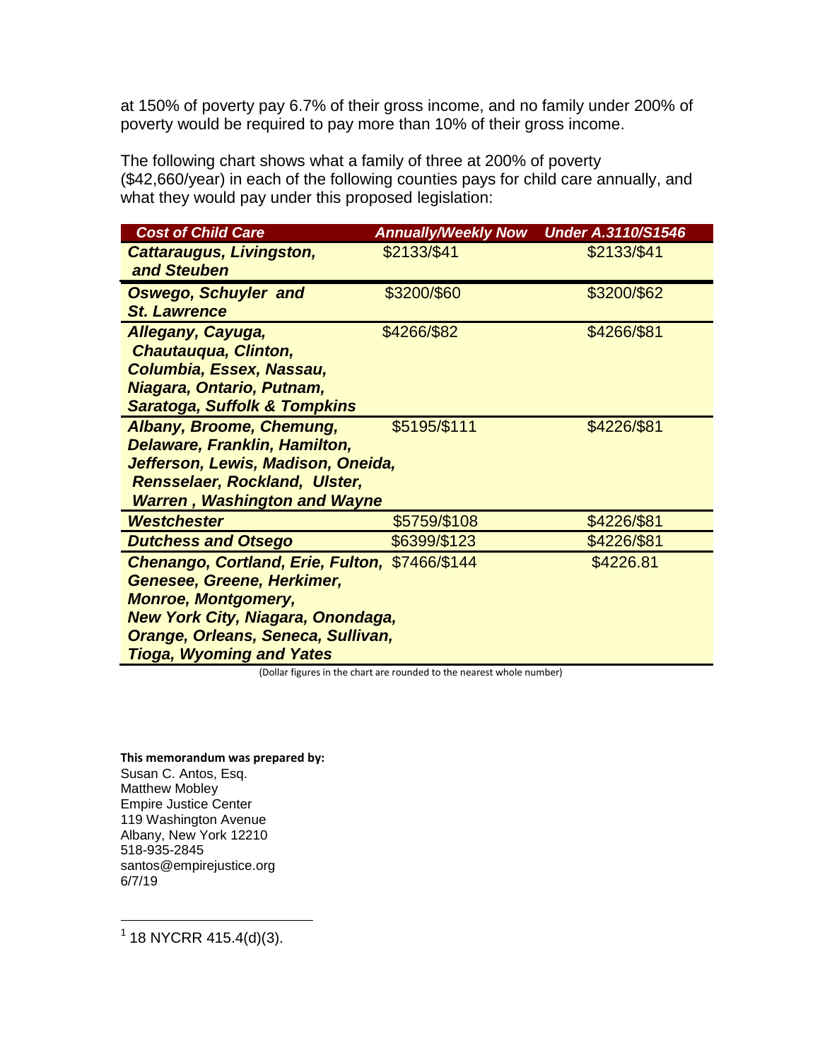at 150% of poverty pay 6.7% of their gross income, and no family under 200% of poverty would be required to pay more than 10% of their gross income.

The following chart shows what a family of three at 200% of poverty ($42,660/year) in each of the following counties pays for child care annually, and what they would pay under this proposed legislation:

| ***Cost of Child Care*** | ***Annually/Weekly Now*** | ***Under A.3110/S1546*** |
|---|---|---|
| ***Cattaraugus, Livingston, and Steuben*** | $2133/$41 | $2133/$41 |
| ***Oswego, Schuyler and St. Lawrence*** | $3200/$60 | $3200/$62 |
| ***Allegany, Cayuga, Chautauqua, Clinton, Columbia, Essex, Nassau, Niagara, Ontario, Putnam, Saratoga, Suffolk & Tompkins*** | $4266/$82 | $4266/$81 |
| ***Albany, Broome, Chemung, Delaware, Franklin, Hamilton, Jefferson, Lewis, Madison, Oneida, Rensselaer, Rockland, Ulster, Warren , Washington and Wayne*** | $5195/$111 | $4226/$81 |
| ***Westchester*** | $5759/$108 | $4226/$81 |
| ***Dutchess and Otsego*** | $6399/$123 | $4226/$81 |
| ***Chenango, Cortland, Erie, Fulton, Genesee, Greene, Herkimer, Monroe, Montgomery, New York City, Niagara, Onondaga, Orange, Orleans, Seneca, Sullivan, Tioga, Wyoming and Yates*** | $7466/$144 | $4226.81 |

(Dollar figures in the chart are rounded to the nearest whole number)

**This memorandum was prepared by:**
Susan C. Antos, Esq.
Matthew Mobley
Empire Justice Center
119 Washington Avenue
Albany, New York 12210
518-935-2845
santos@empirejustice.org
6/7/19

[1] 18 NYCRR 415.4(d)(3).